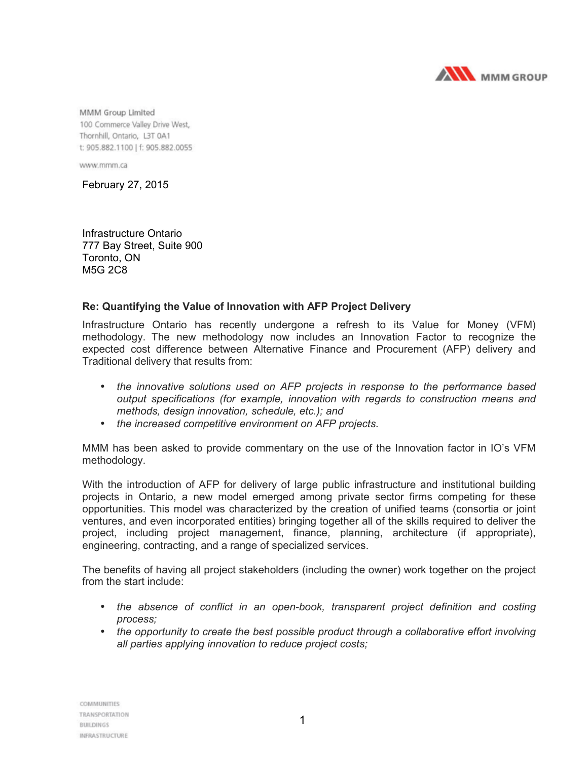MMM GROUP

MMM Group Limited
100 Commerce Valley Drive West,
Thornhill, Ontario, L3T 0A1
t: 905.882.1100 | f: 905.882.0055

www.mmm.ca

February 27, 2015

Infrastructure Ontario
777 Bay Street, Suite 900
Toronto, ON
M5G 2C8

**Re: Quantifying the Value of Innovation with AFP Project Delivery**

Infrastructure Ontario has recently undergone a refresh to its Value for Money (VFM) methodology. The new methodology now includes an Innovation Factor to recognize the expected cost difference between Alternative Finance and Procurement (AFP) delivery and Traditional delivery that results from:

- *the innovative solutions used on AFP projects in response to the performance based output specifications (for example, innovation with regards to construction means and methods, design innovation, schedule, etc.); and*
- *the increased competitive environment on AFP projects.*

MMM has been asked to provide commentary on the use of the Innovation factor in IO's VFM methodology.

With the introduction of AFP for delivery of large public infrastructure and institutional building projects in Ontario, a new model emerged among private sector firms competing for these opportunities. This model was characterized by the creation of unified teams (consortia or joint ventures, and even incorporated entities) bringing together all of the skills required to deliver the project, including project management, finance, planning, architecture (if appropriate), engineering, contracting, and a range of specialized services.

The benefits of having all project stakeholders (including the owner) work together on the project from the start include:

- *the absence of conflict in an open-book, transparent project definition and costing process;*
- *the opportunity to create the best possible product through a collaborative effort involving all parties applying innovation to reduce project costs;*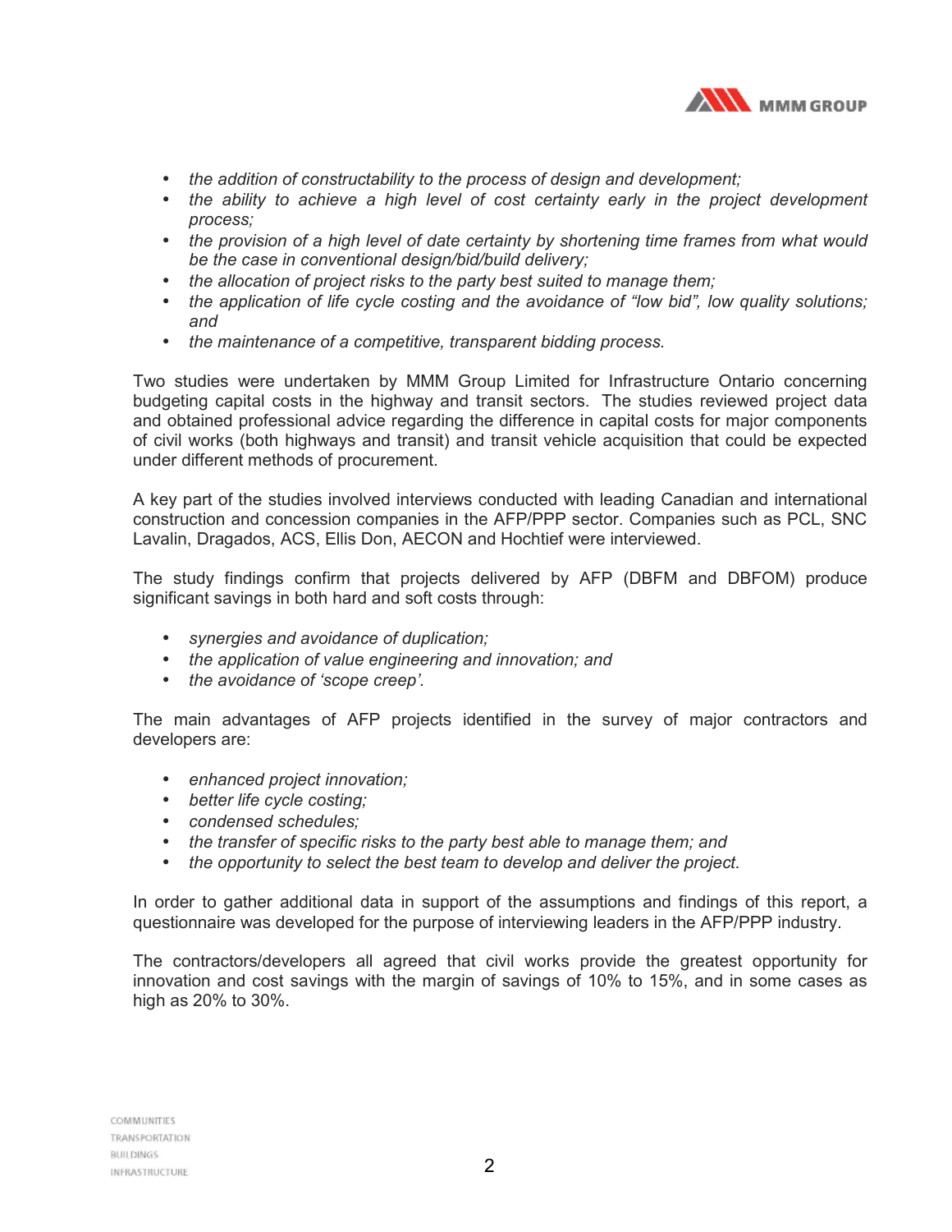- *the addition of constructability to the process of design and development;*
- *the ability to achieve a high level of cost certainty early in the project development process;*
- *the provision of a high level of date certainty by shortening time frames from what would be the case in conventional design/bid/build delivery;*
- *the allocation of project risks to the party best suited to manage them;*
- *the application of life cycle costing and the avoidance of "low bid", low quality solutions; and*
- *the maintenance of a competitive, transparent bidding process.*

Two studies were undertaken by MMM Group Limited for Infrastructure Ontario concerning budgeting capital costs in the highway and transit sectors. The studies reviewed project data and obtained professional advice regarding the difference in capital costs for major components of civil works (both highways and transit) and transit vehicle acquisition that could be expected under different methods of procurement.

A key part of the studies involved interviews conducted with leading Canadian and international construction and concession companies in the AFP/PPP sector. Companies such as PCL, SNC Lavalin, Dragados, ACS, Ellis Don, AECON and Hochtief were interviewed.

The study findings confirm that projects delivered by AFP (DBFM and DBFOM) produce significant savings in both hard and soft costs through:

- *synergies and avoidance of duplication;*
- *the application of value engineering and innovation; and*
- *the avoidance of 'scope creep'.*

The main advantages of AFP projects identified in the survey of major contractors and developers are:

- *enhanced project innovation;*
- *better life cycle costing;*
- *condensed schedules;*
- *the transfer of specific risks to the party best able to manage them; and*
- *the opportunity to select the best team to develop and deliver the project.*

In order to gather additional data in support of the assumptions and findings of this report, a questionnaire was developed for the purpose of interviewing leaders in the AFP/PPP industry.

The contractors/developers all agreed that civil works provide the greatest opportunity for innovation and cost savings with the margin of savings of 10% to 15%, and in some cases as high as 20% to 30%.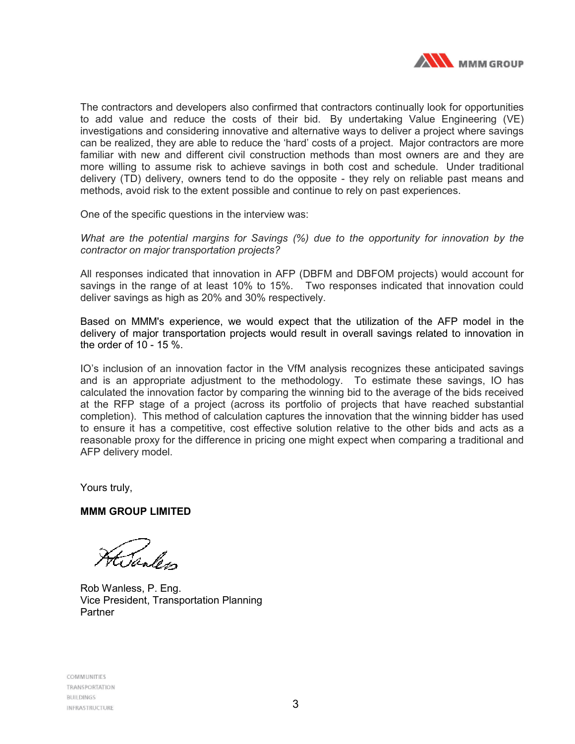The contractors and developers also confirmed that contractors continually look for opportunities to add value and reduce the costs of their bid. By undertaking Value Engineering (VE) investigations and considering innovative and alternative ways to deliver a project where savings can be realized, they are able to reduce the 'hard' costs of a project. Major contractors are more familiar with new and different civil construction methods than most owners are and they are more willing to assume risk to achieve savings in both cost and schedule. Under traditional delivery (TD) delivery, owners tend to do the opposite - they rely on reliable past means and methods, avoid risk to the extent possible and continue to rely on past experiences.

One of the specific questions in the interview was:

*What are the potential margins for Savings (%) due to the opportunity for innovation by the contractor on major transportation projects?*

All responses indicated that innovation in AFP (DBFM and DBFOM projects) would account for savings in the range of at least 10% to 15%. Two responses indicated that innovation could deliver savings as high as 20% and 30% respectively.

Based on MMM's experience, we would expect that the utilization of the AFP model in the delivery of major transportation projects would result in overall savings related to innovation in the order of 10 - 15 %.

IO's inclusion of an innovation factor in the VfM analysis recognizes these anticipated savings and is an appropriate adjustment to the methodology. To estimate these savings, IO has calculated the innovation factor by comparing the winning bid to the average of the bids received at the RFP stage of a project (across its portfolio of projects that have reached substantial completion). This method of calculation captures the innovation that the winning bidder has used to ensure it has a competitive, cost effective solution relative to the other bids and acts as a reasonable proxy for the difference in pricing one might expect when comparing a traditional and AFP delivery model.

Yours truly,

**MMM GROUP LIMITED**

Rob Wanless, P. Eng.
Vice President, Transportation Planning
Partner